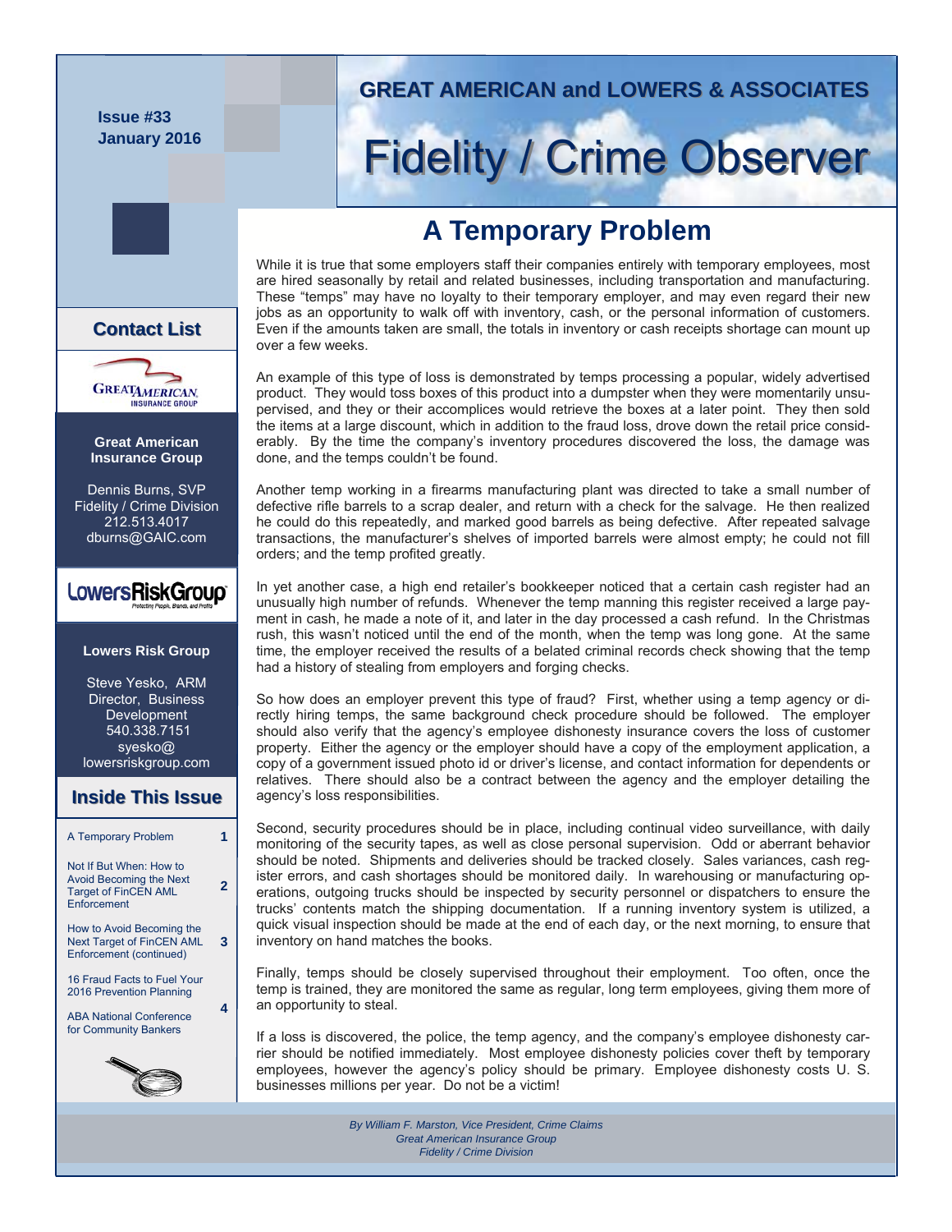Issue #33
January 2016

GREAT AMERICAN and LOWERS & ASSOCIATES

# Fidelity / Crime Observer

## A Temporary Problem

While it is true that some employers staff their companies entirely with temporary employees, most are hired seasonally by retail and related businesses, including transportation and manufacturing. These "temps" may have no loyalty to their temporary employer, and may even regard their new jobs as an opportunity to walk off with inventory, cash, or the personal information of customers. Even if the amounts taken are small, the totals in inventory or cash receipts shortage can mount up over a few weeks.

An example of this type of loss is demonstrated by temps processing a popular, widely advertised product. They would toss boxes of this product into a dumpster when they were momentarily unsupervised, and they or their accomplices would retrieve the boxes at a later point. They then sold the items at a large discount, which in addition to the fraud loss, drove down the retail price considerably. By the time the company's inventory procedures discovered the loss, the damage was done, and the temps couldn't be found.

Another temp working in a firearms manufacturing plant was directed to take a small number of defective rifle barrels to a scrap dealer, and return with a check for the salvage. He then realized he could do this repeatedly, and marked good barrels as being defective. After repeated salvage transactions, the manufacturer's shelves of imported barrels were almost empty; he could not fill orders; and the temp profited greatly.

In yet another case, a high end retailer's bookkeeper noticed that a certain cash register had an unusually high number of refunds. Whenever the temp manning this register received a large payment in cash, he made a note of it, and later in the day processed a cash refund. In the Christmas rush, this wasn't noticed until the end of the month, when the temp was long gone. At the same time, the employer received the results of a belated criminal records check showing that the temp had a history of stealing from employers and forging checks.

So how does an employer prevent this type of fraud? First, whether using a temp agency or directly hiring temps, the same background check procedure should be followed. The employer should also verify that the agency's employee dishonesty insurance covers the loss of customer property. Either the agency or the employer should have a copy of the employment application, a copy of a government issued photo id or driver's license, and contact information for dependents or relatives. There should also be a contract between the agency and the employer detailing the agency's loss responsibilities.

Second, security procedures should be in place, including continual video surveillance, with daily monitoring of the security tapes, as well as close personal supervision. Odd or aberrant behavior should be noted. Shipments and deliveries should be tracked closely. Sales variances, cash register errors, and cash shortages should be monitored daily. In warehousing or manufacturing operations, outgoing trucks should be inspected by security personnel or dispatchers to ensure the trucks' contents match the shipping documentation. If a running inventory system is utilized, a quick visual inspection should be made at the end of each day, or the next morning, to ensure that inventory on hand matches the books.

Finally, temps should be closely supervised throughout their employment. Too often, once the temp is trained, they are monitored the same as regular, long term employees, giving them more of an opportunity to steal.

If a loss is discovered, the police, the temp agency, and the company's employee dishonesty carrier should be notified immediately. Most employee dishonesty policies cover theft by temporary employees, however the agency's policy should be primary. Employee dishonesty costs U. S. businesses millions per year. Do not be a victim!

*By William F. Marston, Vice President, Crime Claims*
*Great American Insurance Group*
*Fidelity / Crime Division*

## Contact List

**Great American Insurance Group**

Dennis Burns, SVP
Fidelity / Crime Division
212.513.4017
dburns@GAIC.com

**Lowers Risk Group**

Steve Yesko, ARM
Director, Business Development
540.338.7151
syesko@lowersriskgroup.com

## Inside This Issue

| | |
|---|---|
| A Temporary Problem | 1 |
| Not If But When: How to Avoid Becoming the Next Target of FinCEN AML Enforcement | 2 |
| How to Avoid Becoming the Next Target of FinCEN AML Enforcement (continued) | 3 |
| 16 Fraud Facts to Fuel Your 2016 Prevention Planning | 4 |
| ABA National Conference for Community Bankers | 4 |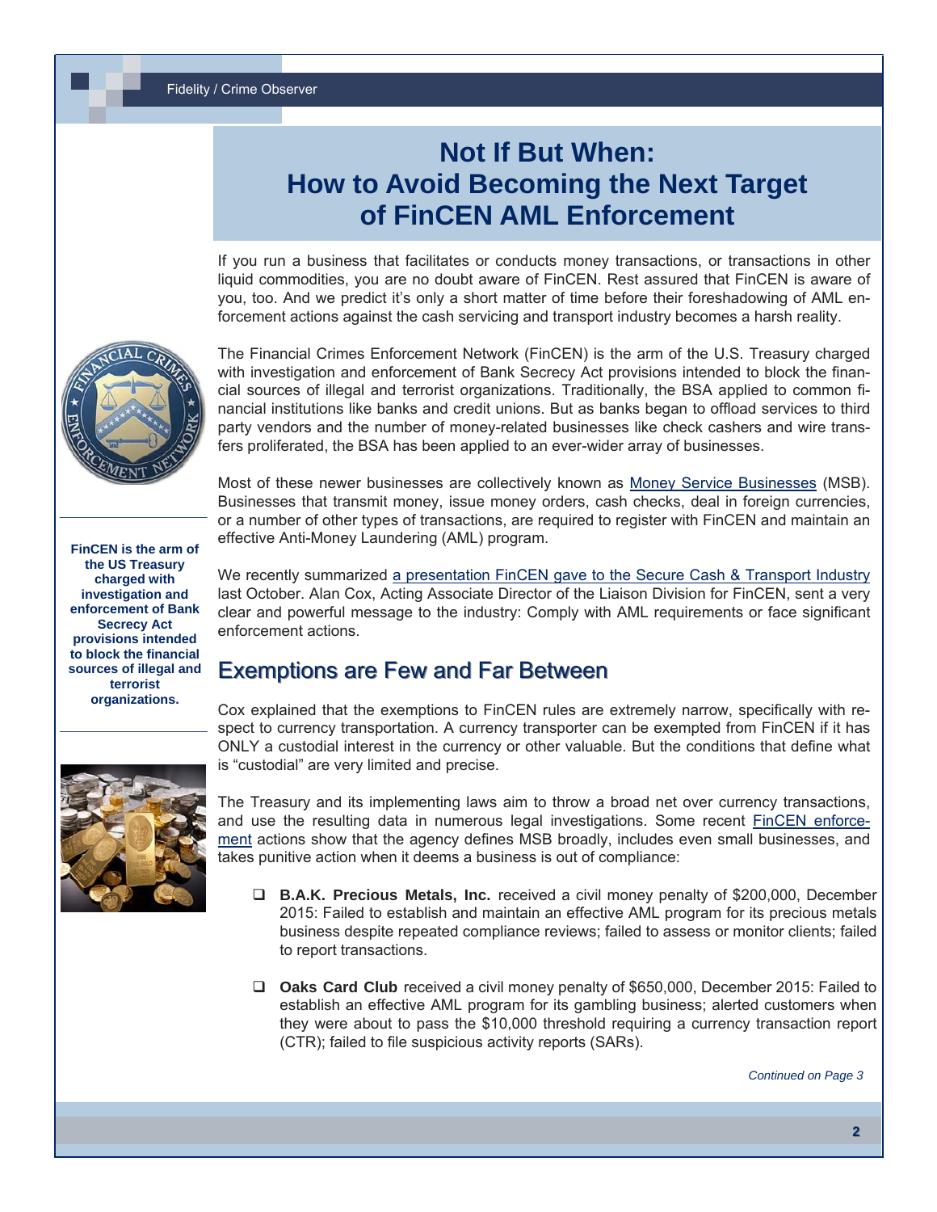# Not If But When: How to Avoid Becoming the Next Target of FinCEN AML Enforcement

If you run a business that facilitates or conducts money transactions, or transactions in other liquid commodities, you are no doubt aware of FinCEN. Rest assured that FinCEN is aware of you, too. And we predict it's only a short matter of time before their foreshadowing of AML enforcement actions against the cash servicing and transport industry becomes a harsh reality.

The Financial Crimes Enforcement Network (FinCEN) is the arm of the U.S. Treasury charged with investigation and enforcement of Bank Secrecy Act provisions intended to block the financial sources of illegal and terrorist organizations. Traditionally, the BSA applied to common financial institutions like banks and credit unions. But as banks began to offload services to third party vendors and the number of money-related businesses like check cashers and wire transfers proliferated, the BSA has been applied to an ever-wider array of businesses.

**FinCEN is the arm of the US Treasury charged with investigation and enforcement of Bank Secrecy Act provisions intended to block the financial sources of illegal and terrorist organizations.**

Most of these newer businesses are collectively known as Money Service Businesses (MSB). Businesses that transmit money, issue money orders, cash checks, deal in foreign currencies, or a number of other types of transactions, are required to register with FinCEN and maintain an effective Anti-Money Laundering (AML) program.

We recently summarized a presentation FinCEN gave to the Secure Cash & Transport Industry last October. Alan Cox, Acting Associate Director of the Liaison Division for FinCEN, sent a very clear and powerful message to the industry: Comply with AML requirements or face significant enforcement actions.

## Exemptions are Few and Far Between

Cox explained that the exemptions to FinCEN rules are extremely narrow, specifically with respect to currency transportation. A currency transporter can be exempted from FinCEN if it has ONLY a custodial interest in the currency or other valuable. But the conditions that define what is "custodial" are very limited and precise.

The Treasury and its implementing laws aim to throw a broad net over currency transactions, and use the resulting data in numerous legal investigations. Some recent FinCEN enforcement actions show that the agency defines MSB broadly, includes even small businesses, and takes punitive action when it deems a business is out of compliance:

- **B.A.K. Precious Metals, Inc.** received a civil money penalty of $200,000, December 2015: Failed to establish and maintain an effective AML program for its precious metals business despite repeated compliance reviews; failed to assess or monitor clients; failed to report transactions.

- **Oaks Card Club** received a civil money penalty of $650,000, December 2015: Failed to establish an effective AML program for its gambling business; alerted customers when they were about to pass the $10,000 threshold requiring a currency transaction report (CTR); failed to file suspicious activity reports (SARs).

*Continued on Page 3*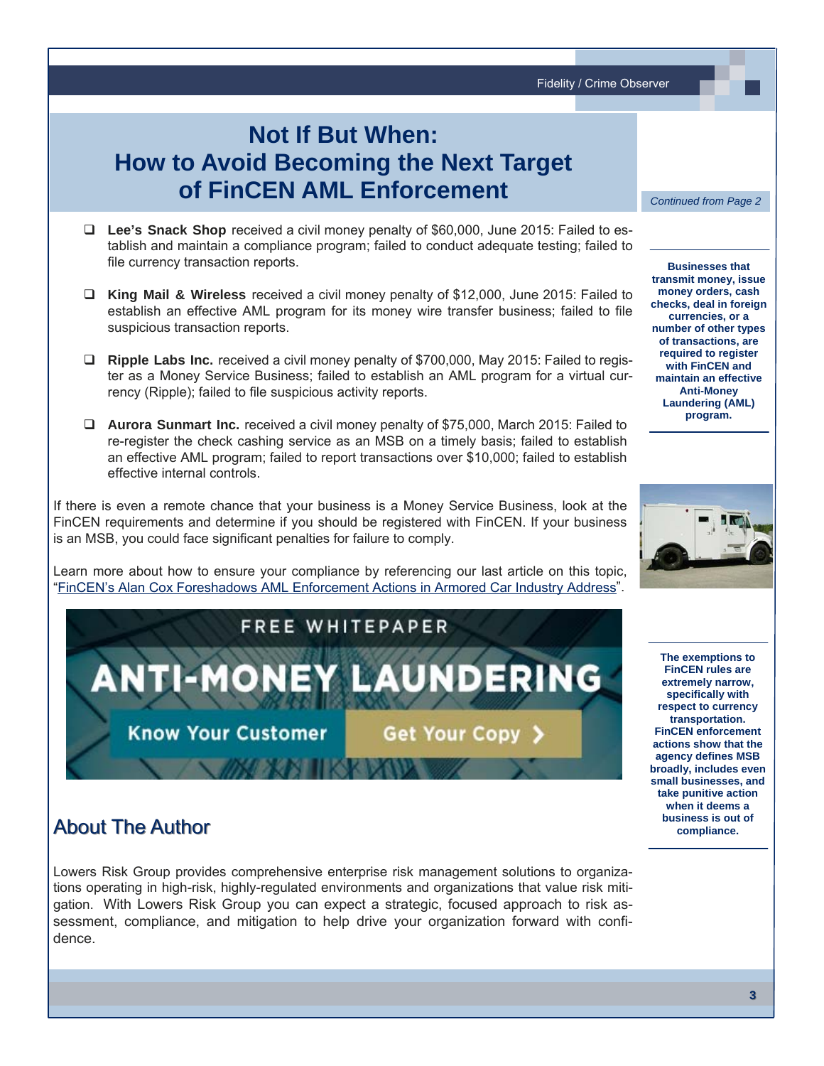# Not If But When: How to Avoid Becoming the Next Target of FinCEN AML Enforcement

*Continued from Page 2*

- **Lee's Snack Shop** received a civil money penalty of $60,000, June 2015: Failed to establish and maintain a compliance program; failed to conduct adequate testing; failed to file currency transaction reports.
- **King Mail & Wireless** received a civil money penalty of $12,000, June 2015: Failed to establish an effective AML program for its money wire transfer business; failed to file suspicious transaction reports.
- **Ripple Labs Inc.** received a civil money penalty of $700,000, May 2015: Failed to register as a Money Service Business; failed to establish an AML program for a virtual currency (Ripple); failed to file suspicious activity reports.
- **Aurora Sunmart Inc.** received a civil money penalty of $75,000, March 2015: Failed to re-register the check cashing service as an MSB on a timely basis; failed to establish an effective AML program; failed to report transactions over $10,000; failed to establish effective internal controls.

If there is even a remote chance that your business is a Money Service Business, look at the FinCEN requirements and determine if you should be registered with FinCEN. If your business is an MSB, you could face significant penalties for failure to comply.

Learn more about how to ensure your compliance by referencing our last article on this topic, "FinCEN's Alan Cox Foreshadows AML Enforcement Actions in Armored Car Industry Address".

**Businesses that transmit money, issue money orders, cash checks, deal in foreign currencies, or a number of other types of transactions, are required to register with FinCEN and maintain an effective Anti-Money Laundering (AML) program.**

**The exemptions to FinCEN rules are extremely narrow, specifically with respect to currency transportation. FinCEN enforcement actions show that the agency defines MSB broadly, includes even small businesses, and take punitive action when it deems a business is out of compliance.**

FREE WHITEPAPER

ANTI-MONEY LAUNDERING

Know Your Customer — Get Your Copy ›

## About The Author

Lowers Risk Group provides comprehensive enterprise risk management solutions to organizations operating in high-risk, highly-regulated environments and organizations that value risk mitigation. With Lowers Risk Group you can expect a strategic, focused approach to risk assessment, compliance, and mitigation to help drive your organization forward with confidence.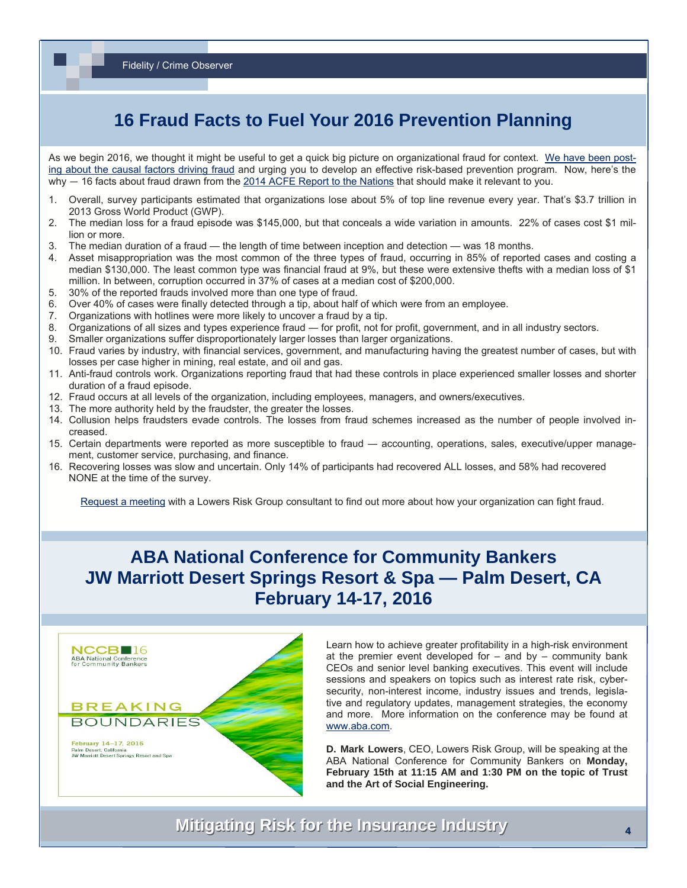# 16 Fraud Facts to Fuel Your 2016 Prevention Planning

As we begin 2016, we thought it might be useful to get a quick big picture on organizational fraud for context. We have been posting about the causal factors driving fraud and urging you to develop an effective risk-based prevention program. Now, here's the why — 16 facts about fraud drawn from the 2014 ACFE Report to the Nations that should make it relevant to you.

1. Overall, survey participants estimated that organizations lose about 5% of top line revenue every year. That's $3.7 trillion in 2013 Gross World Product (GWP).
2. The median loss for a fraud episode was $145,000, but that conceals a wide variation in amounts. 22% of cases cost $1 million or more.
3. The median duration of a fraud — the length of time between inception and detection — was 18 months.
4. Asset misappropriation was the most common of the three types of fraud, occurring in 85% of reported cases and costing a median $130,000. The least common type was financial fraud at 9%, but these were extensive thefts with a median loss of $1 million. In between, corruption occurred in 37% of cases at a median cost of $200,000.
5. 30% of the reported frauds involved more than one type of fraud.
6. Over 40% of cases were finally detected through a tip, about half of which were from an employee.
7. Organizations with hotlines were more likely to uncover a fraud by a tip.
8. Organizations of all sizes and types experience fraud — for profit, not for profit, government, and in all industry sectors.
9. Smaller organizations suffer disproportionately larger losses than larger organizations.
10. Fraud varies by industry, with financial services, government, and manufacturing having the greatest number of cases, but with losses per case higher in mining, real estate, and oil and gas.
11. Anti-fraud controls work. Organizations reporting fraud that had these controls in place experienced smaller losses and shorter duration of a fraud episode.
12. Fraud occurs at all levels of the organization, including employees, managers, and owners/executives.
13. The more authority held by the fraudster, the greater the losses.
14. Collusion helps fraudsters evade controls. The losses from fraud schemes increased as the number of people involved increased.
15. Certain departments were reported as more susceptible to fraud — accounting, operations, sales, executive/upper management, customer service, purchasing, and finance.
16. Recovering losses was slow and uncertain. Only 14% of participants had recovered ALL losses, and 58% had recovered NONE at the time of the survey.

Request a meeting with a Lowers Risk Group consultant to find out more about how your organization can fight fraud.

# ABA National Conference for Community Bankers
# JW Marriott Desert Springs Resort & Spa — Palm Desert, CA
# February 14-17, 2016

NCCB 16
ABA National Conference for Community Bankers

BREAKING BOUNDARIES

February 14–17, 2016
Palm Desert, California
JW Marriott Desert Springs Resort and Spa

Learn how to achieve greater profitability in a high-risk environment at the premier event developed for – and by – community bank CEOs and senior level banking executives. This event will include sessions and speakers on topics such as interest rate risk, cybersecurity, non-interest income, industry issues and trends, legislative and regulatory updates, management strategies, the economy and more. More information on the conference may be found at www.aba.com.

**D. Mark Lowers**, CEO, Lowers Risk Group, will be speaking at the ABA National Conference for Community Bankers on **Monday, February 15th at 11:15 AM and 1:30 PM on the topic of Trust and the Art of Social Engineering.**